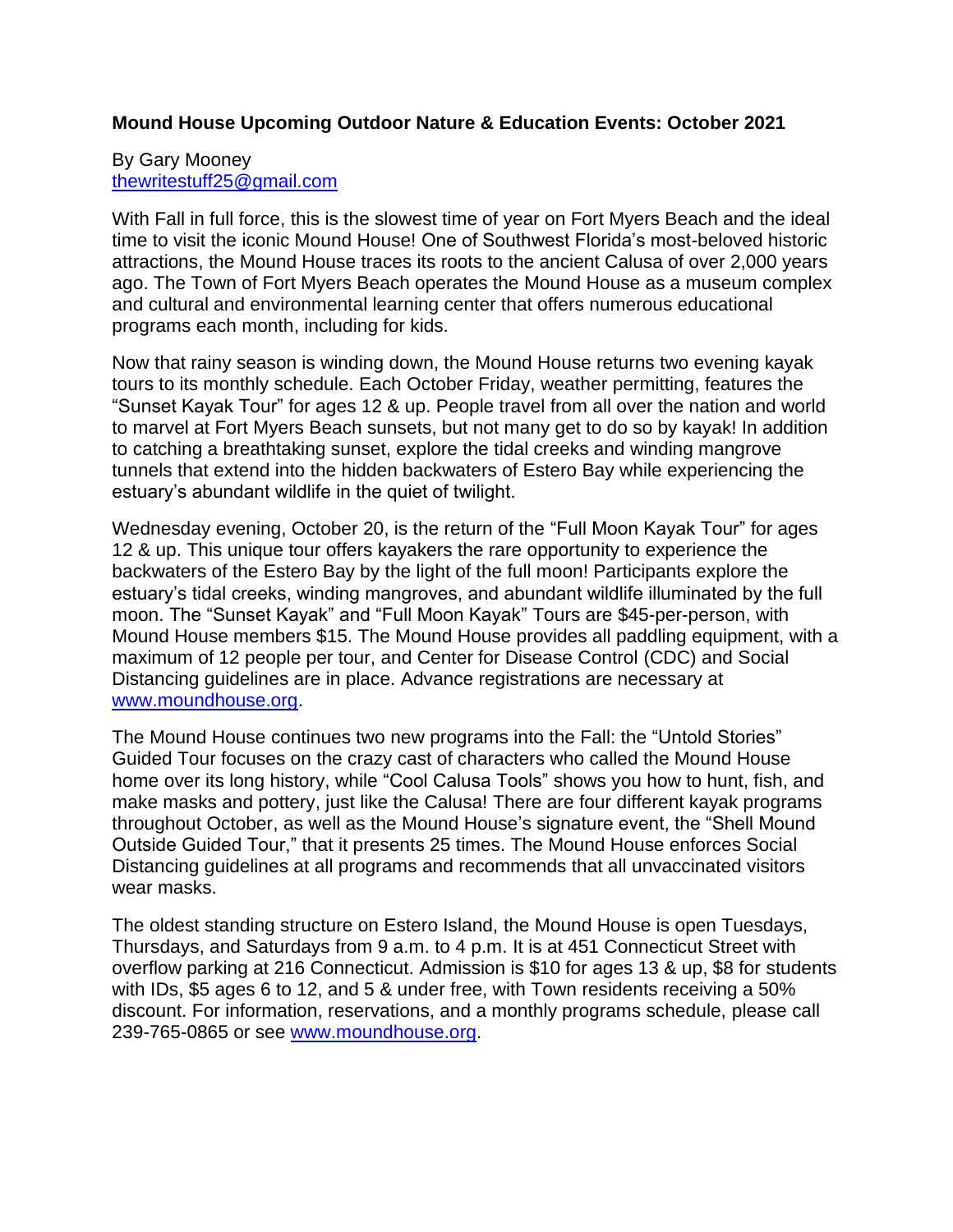**Mound House Upcoming Outdoor Nature & Education Events: October 2021**

By Gary Mooney
[thewritestuff25@gmail.com](mailto:thewritestuff25@gmail.com)

With Fall in full force, this is the slowest time of year on Fort Myers Beach and the ideal time to visit the iconic Mound House! One of Southwest Florida's most-beloved historic attractions, the Mound House traces its roots to the ancient Calusa of over 2,000 years ago. The Town of Fort Myers Beach operates the Mound House as a museum complex and cultural and environmental learning center that offers numerous educational programs each month, including for kids.

Now that rainy season is winding down, the Mound House returns two evening kayak tours to its monthly schedule. Each October Friday, weather permitting, features the "Sunset Kayak Tour" for ages 12 & up. People travel from all over the nation and world to marvel at Fort Myers Beach sunsets, but not many get to do so by kayak! In addition to catching a breathtaking sunset, explore the tidal creeks and winding mangrove tunnels that extend into the hidden backwaters of Estero Bay while experiencing the estuary's abundant wildlife in the quiet of twilight.

Wednesday evening, October 20, is the return of the "Full Moon Kayak Tour" for ages 12 & up. This unique tour offers kayakers the rare opportunity to experience the backwaters of the Estero Bay by the light of the full moon! Participants explore the estuary's tidal creeks, winding mangroves, and abundant wildlife illuminated by the full moon. The "Sunset Kayak" and "Full Moon Kayak" Tours are $45-per-person, with Mound House members $15. The Mound House provides all paddling equipment, with a maximum of 12 people per tour, and Center for Disease Control (CDC) and Social Distancing guidelines are in place. Advance registrations are necessary at [www.moundhouse.org](http://www.moundhouse.org).

The Mound House continues two new programs into the Fall: the "Untold Stories" Guided Tour focuses on the crazy cast of characters who called the Mound House home over its long history, while "Cool Calusa Tools" shows you how to hunt, fish, and make masks and pottery, just like the Calusa! There are four different kayak programs throughout October, as well as the Mound House's signature event, the "Shell Mound Outside Guided Tour," that it presents 25 times. The Mound House enforces Social Distancing guidelines at all programs and recommends that all unvaccinated visitors wear masks.

The oldest standing structure on Estero Island, the Mound House is open Tuesdays, Thursdays, and Saturdays from 9 a.m. to 4 p.m. It is at 451 Connecticut Street with overflow parking at 216 Connecticut. Admission is $10 for ages 13 & up, $8 for students with IDs, $5 ages 6 to 12, and 5 & under free, with Town residents receiving a 50% discount. For information, reservations, and a monthly programs schedule, please call 239-765-0865 or see [www.moundhouse.org](http://www.moundhouse.org).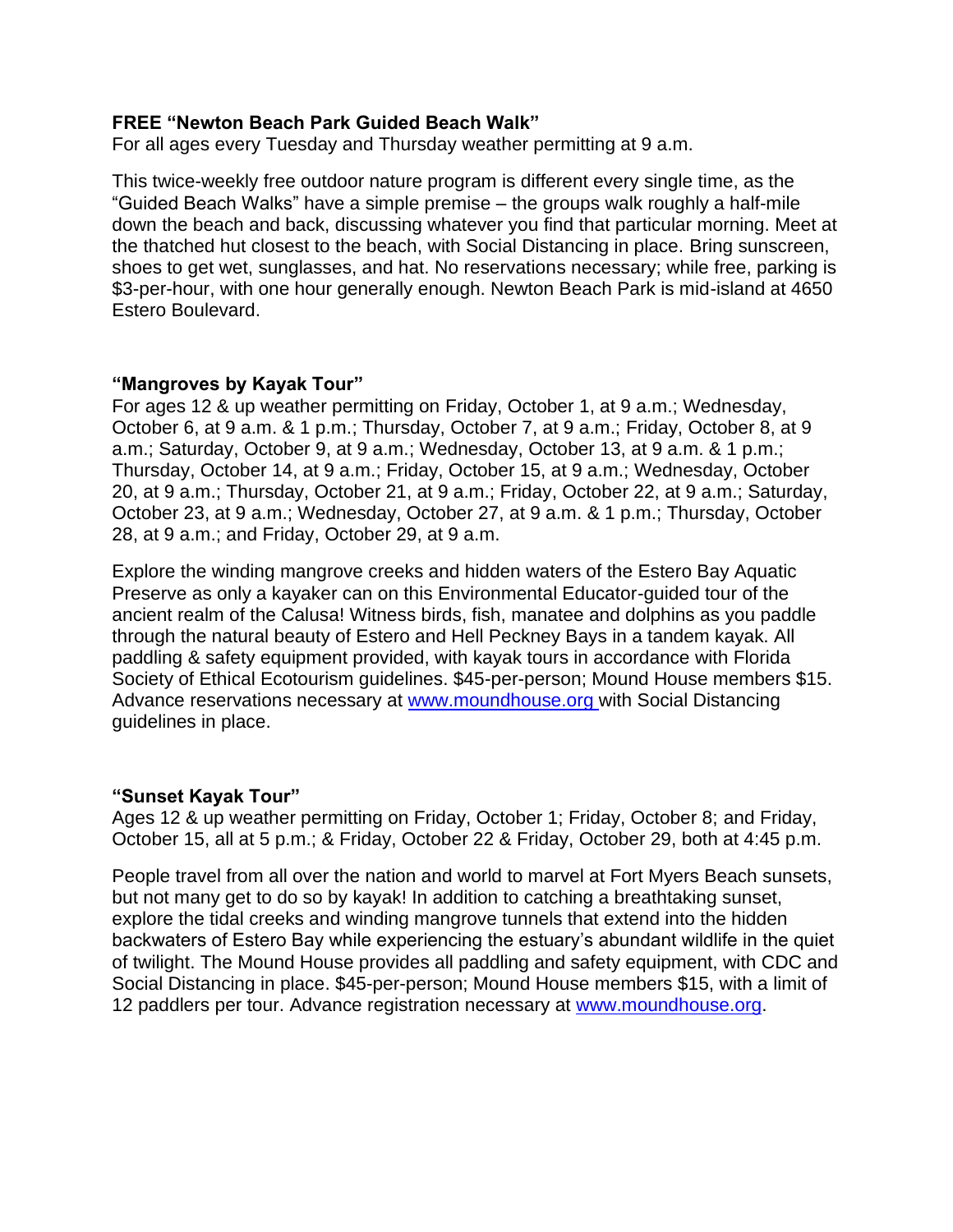**FREE "Newton Beach Park Guided Beach Walk"**
For all ages every Tuesday and Thursday weather permitting at 9 a.m.

This twice-weekly free outdoor nature program is different every single time, as the "Guided Beach Walks" have a simple premise – the groups walk roughly a half-mile down the beach and back, discussing whatever you find that particular morning. Meet at the thatched hut closest to the beach, with Social Distancing in place. Bring sunscreen, shoes to get wet, sunglasses, and hat. No reservations necessary; while free, parking is $3-per-hour, with one hour generally enough. Newton Beach Park is mid-island at 4650 Estero Boulevard.

**"Mangroves by Kayak Tour"**
For ages 12 & up weather permitting on Friday, October 1, at 9 a.m.; Wednesday, October 6, at 9 a.m. & 1 p.m.; Thursday, October 7, at 9 a.m.; Friday, October 8, at 9 a.m.; Saturday, October 9, at 9 a.m.; Wednesday, October 13, at 9 a.m. & 1 p.m.; Thursday, October 14, at 9 a.m.; Friday, October 15, at 9 a.m.; Wednesday, October 20, at 9 a.m.; Thursday, October 21, at 9 a.m.; Friday, October 22, at 9 a.m.; Saturday, October 23, at 9 a.m.; Wednesday, October 27, at 9 a.m. & 1 p.m.; Thursday, October 28, at 9 a.m.; and Friday, October 29, at 9 a.m.

Explore the winding mangrove creeks and hidden waters of the Estero Bay Aquatic Preserve as only a kayaker can on this Environmental Educator-guided tour of the ancient realm of the Calusa! Witness birds, fish, manatee and dolphins as you paddle through the natural beauty of Estero and Hell Peckney Bays in a tandem kayak. All paddling & safety equipment provided, with kayak tours in accordance with Florida Society of Ethical Ecotourism guidelines. $45-per-person; Mound House members $15. Advance reservations necessary at [www.moundhouse.org](http://www.moundhouse.org) with Social Distancing guidelines in place.

**"Sunset Kayak Tour"**
Ages 12 & up weather permitting on Friday, October 1; Friday, October 8; and Friday, October 15, all at 5 p.m.; & Friday, October 22 & Friday, October 29, both at 4:45 p.m.

People travel from all over the nation and world to marvel at Fort Myers Beach sunsets, but not many get to do so by kayak! In addition to catching a breathtaking sunset, explore the tidal creeks and winding mangrove tunnels that extend into the hidden backwaters of Estero Bay while experiencing the estuary's abundant wildlife in the quiet of twilight. The Mound House provides all paddling and safety equipment, with CDC and Social Distancing in place. $45-per-person; Mound House members $15, with a limit of 12 paddlers per tour. Advance registration necessary at [www.moundhouse.org](http://www.moundhouse.org).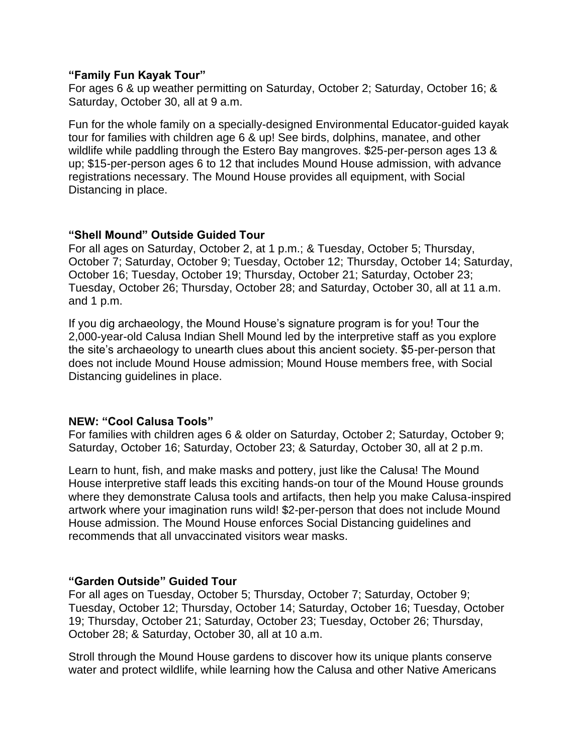**“Family Fun Kayak Tour”**
For ages 6 & up weather permitting on Saturday, October 2; Saturday, October 16; & Saturday, October 30, all at 9 a.m.

Fun for the whole family on a specially-designed Environmental Educator-guided kayak tour for families with children age 6 & up! See birds, dolphins, manatee, and other wildlife while paddling through the Estero Bay mangroves. $25-per-person ages 13 & up; $15-per-person ages 6 to 12 that includes Mound House admission, with advance registrations necessary. The Mound House provides all equipment, with Social Distancing in place.

**“Shell Mound” Outside Guided Tour**
For all ages on Saturday, October 2, at 1 p.m.; & Tuesday, October 5; Thursday, October 7; Saturday, October 9; Tuesday, October 12; Thursday, October 14; Saturday, October 16; Tuesday, October 19; Thursday, October 21; Saturday, October 23; Tuesday, October 26; Thursday, October 28; and Saturday, October 30, all at 11 a.m. and 1 p.m.

If you dig archaeology, the Mound House’s signature program is for you! Tour the 2,000-year-old Calusa Indian Shell Mound led by the interpretive staff as you explore the site’s archaeology to unearth clues about this ancient society. $5-per-person that does not include Mound House admission; Mound House members free, with Social Distancing guidelines in place.

**NEW: “Cool Calusa Tools”**
For families with children ages 6 & older on Saturday, October 2; Saturday, October 9; Saturday, October 16; Saturday, October 23; & Saturday, October 30, all at 2 p.m.

Learn to hunt, fish, and make masks and pottery, just like the Calusa! The Mound House interpretive staff leads this exciting hands-on tour of the Mound House grounds where they demonstrate Calusa tools and artifacts, then help you make Calusa-inspired artwork where your imagination runs wild! $2-per-person that does not include Mound House admission. The Mound House enforces Social Distancing guidelines and recommends that all unvaccinated visitors wear masks.

**“Garden Outside” Guided Tour**
For all ages on Tuesday, October 5; Thursday, October 7; Saturday, October 9; Tuesday, October 12; Thursday, October 14; Saturday, October 16; Tuesday, October 19; Thursday, October 21; Saturday, October 23; Tuesday, October 26; Thursday, October 28; & Saturday, October 30, all at 10 a.m.

Stroll through the Mound House gardens to discover how its unique plants conserve water and protect wildlife, while learning how the Calusa and other Native Americans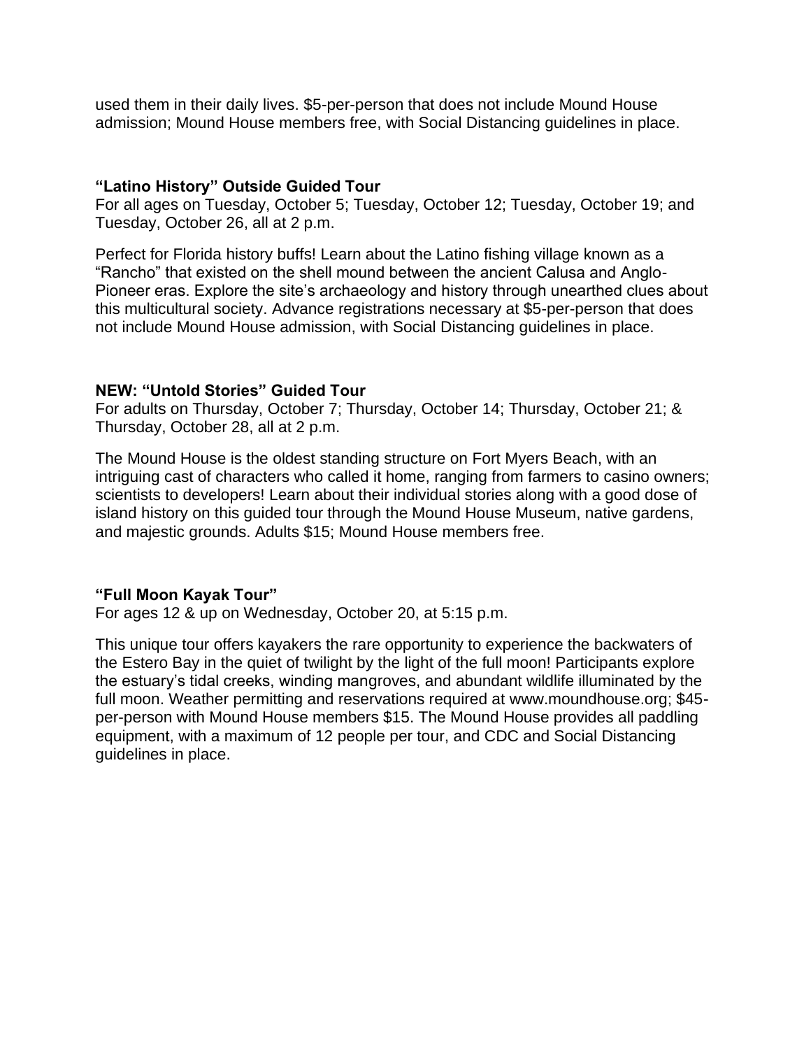used them in their daily lives. $5-per-person that does not include Mound House admission; Mound House members free, with Social Distancing guidelines in place.

**"Latino History" Outside Guided Tour**
For all ages on Tuesday, October 5; Tuesday, October 12; Tuesday, October 19; and Tuesday, October 26, all at 2 p.m.

Perfect for Florida history buffs! Learn about the Latino fishing village known as a "Rancho" that existed on the shell mound between the ancient Calusa and Anglo-Pioneer eras. Explore the site's archaeology and history through unearthed clues about this multicultural society. Advance registrations necessary at $5-per-person that does not include Mound House admission, with Social Distancing guidelines in place.

**NEW: "Untold Stories" Guided Tour**
For adults on Thursday, October 7; Thursday, October 14; Thursday, October 21; & Thursday, October 28, all at 2 p.m.

The Mound House is the oldest standing structure on Fort Myers Beach, with an intriguing cast of characters who called it home, ranging from farmers to casino owners; scientists to developers! Learn about their individual stories along with a good dose of island history on this guided tour through the Mound House Museum, native gardens, and majestic grounds. Adults $15; Mound House members free.

**"Full Moon Kayak Tour"**
For ages 12 & up on Wednesday, October 20, at 5:15 p.m.

This unique tour offers kayakers the rare opportunity to experience the backwaters of the Estero Bay in the quiet of twilight by the light of the full moon! Participants explore the estuary's tidal creeks, winding mangroves, and abundant wildlife illuminated by the full moon. Weather permitting and reservations required at www.moundhouse.org; $45-per-person with Mound House members $15. The Mound House provides all paddling equipment, with a maximum of 12 people per tour, and CDC and Social Distancing guidelines in place.